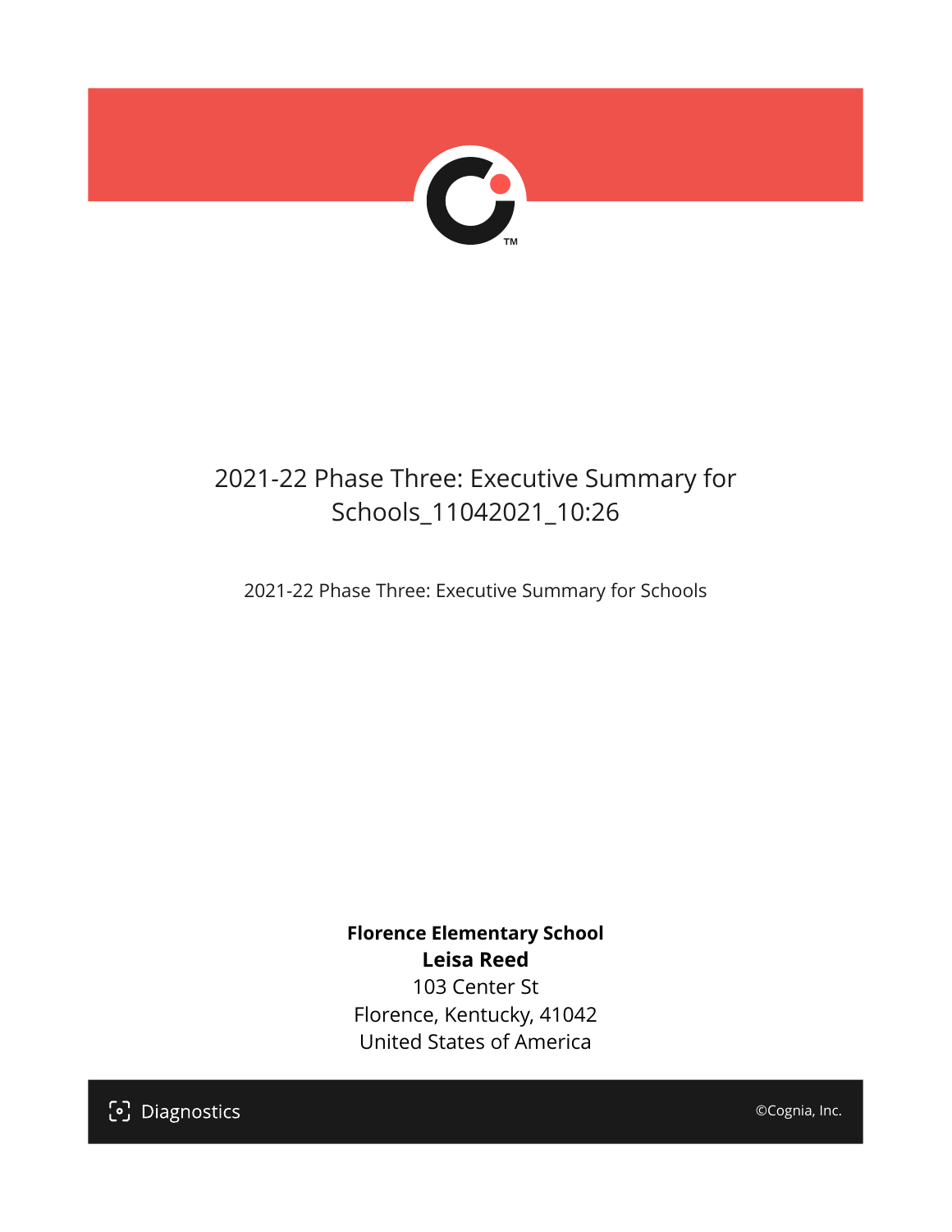# 2021-22 Phase Three: Executive Summary for Schools_11042021_10:26

2021-22 Phase Three: Executive Summary for Schools

**Florence Elementary School**
**Leisa Reed**
103 Center St
Florence, Kentucky, 41042
United States of America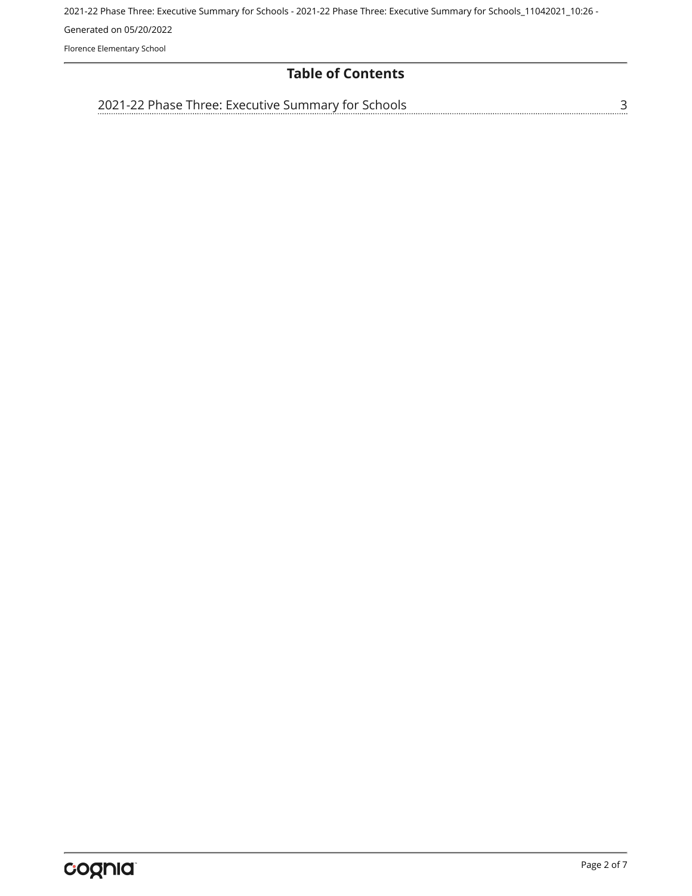## Table of Contents

2021-22 Phase Three: Executive Summary for Schools ........ 3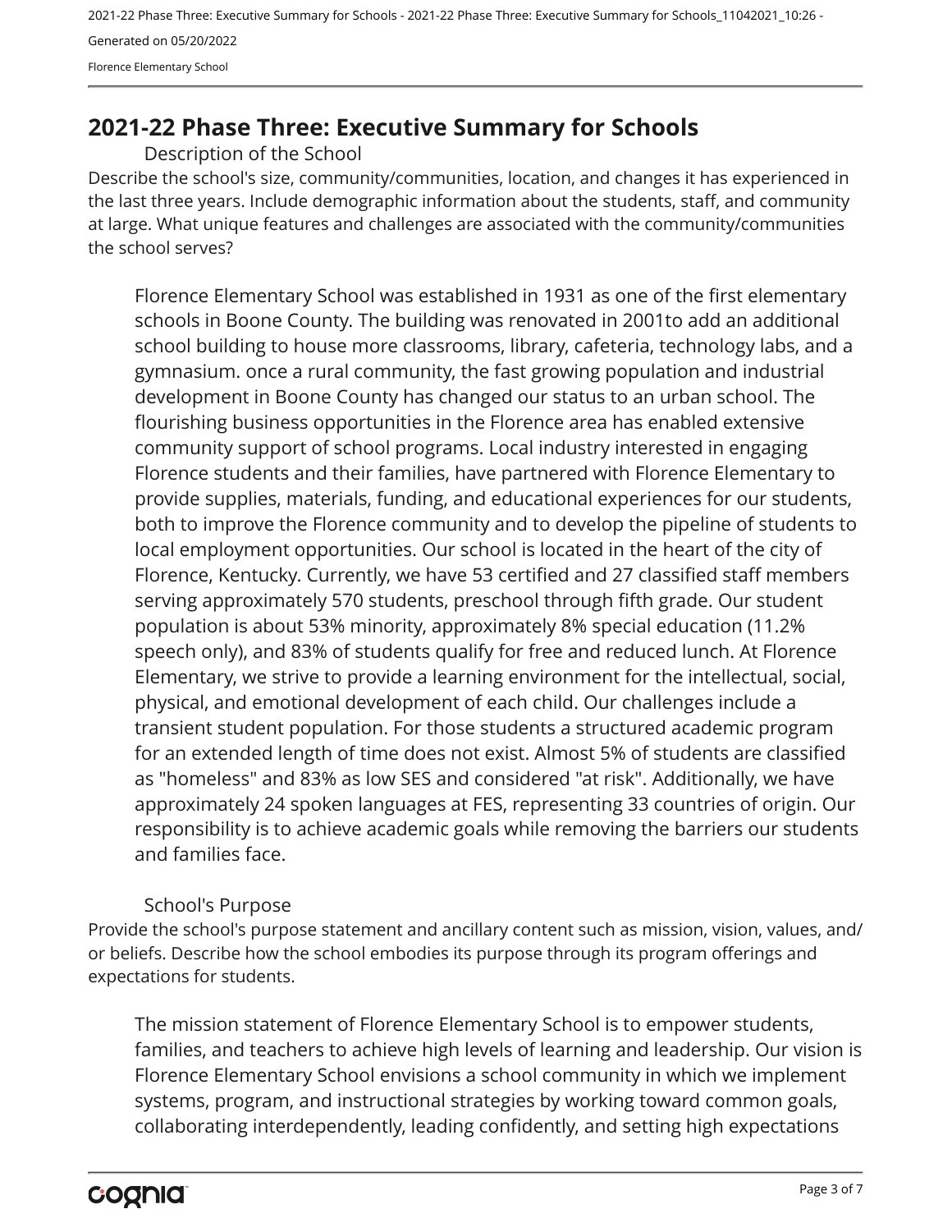# 2021-22 Phase Three: Executive Summary for Schools

## Description of the School

Describe the school's size, community/communities, location, and changes it has experienced in the last three years. Include demographic information about the students, staff, and community at large. What unique features and challenges are associated with the community/communities the school serves?

Florence Elementary School was established in 1931 as one of the first elementary schools in Boone County. The building was renovated in 2001to add an additional school building to house more classrooms, library, cafeteria, technology labs, and a gymnasium. once a rural community, the fast growing population and industrial development in Boone County has changed our status to an urban school. The flourishing business opportunities in the Florence area has enabled extensive community support of school programs. Local industry interested in engaging Florence students and their families, have partnered with Florence Elementary to provide supplies, materials, funding, and educational experiences for our students, both to improve the Florence community and to develop the pipeline of students to local employment opportunities. Our school is located in the heart of the city of Florence, Kentucky. Currently, we have 53 certified and 27 classified staff members serving approximately 570 students, preschool through fifth grade. Our student population is about 53% minority, approximately 8% special education (11.2% speech only), and 83% of students qualify for free and reduced lunch. At Florence Elementary, we strive to provide a learning environment for the intellectual, social, physical, and emotional development of each child. Our challenges include a transient student population. For those students a structured academic program for an extended length of time does not exist. Almost 5% of students are classified as "homeless" and 83% as low SES and considered "at risk". Additionally, we have approximately 24 spoken languages at FES, representing 33 countries of origin. Our responsibility is to achieve academic goals while removing the barriers our students and families face.

## School's Purpose

Provide the school's purpose statement and ancillary content such as mission, vision, values, and/or beliefs. Describe how the school embodies its purpose through its program offerings and expectations for students.

The mission statement of Florence Elementary School is to empower students, families, and teachers to achieve high levels of learning and leadership. Our vision is Florence Elementary School envisions a school community in which we implement systems, program, and instructional strategies by working toward common goals, collaborating interdependently, leading confidently, and setting high expectations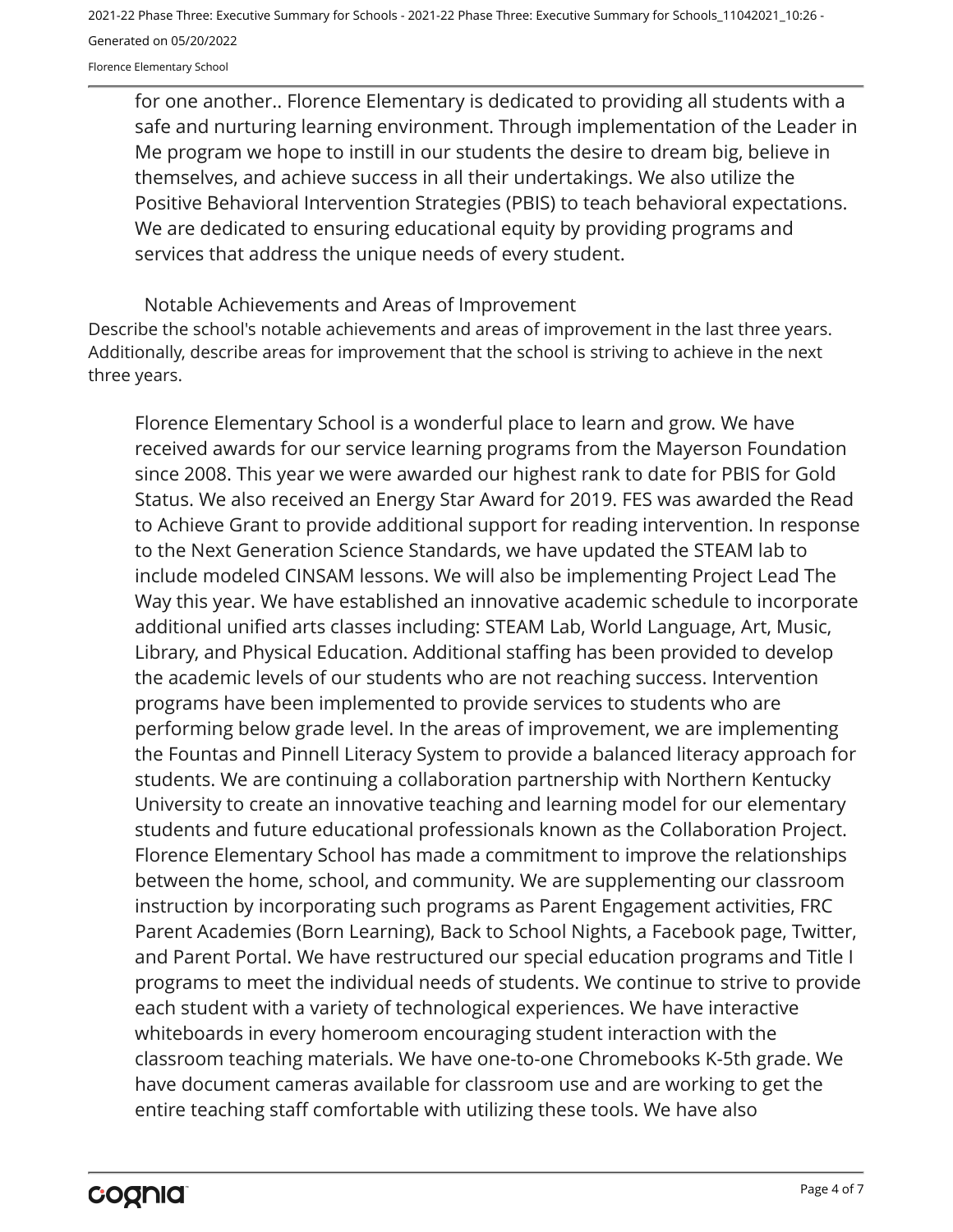for one another.. Florence Elementary is dedicated to providing all students with a safe and nurturing learning environment. Through implementation of the Leader in Me program we hope to instill in our students the desire to dream big, believe in themselves, and achieve success in all their undertakings. We also utilize the Positive Behavioral Intervention Strategies (PBIS) to teach behavioral expectations. We are dedicated to ensuring educational equity by providing programs and services that address the unique needs of every student.

## Notable Achievements and Areas of Improvement

Describe the school's notable achievements and areas of improvement in the last three years. Additionally, describe areas for improvement that the school is striving to achieve in the next three years.

Florence Elementary School is a wonderful place to learn and grow. We have received awards for our service learning programs from the Mayerson Foundation since 2008. This year we were awarded our highest rank to date for PBIS for Gold Status. We also received an Energy Star Award for 2019. FES was awarded the Read to Achieve Grant to provide additional support for reading intervention. In response to the Next Generation Science Standards, we have updated the STEAM lab to include modeled CINSAM lessons. We will also be implementing Project Lead The Way this year. We have established an innovative academic schedule to incorporate additional unified arts classes including: STEAM Lab, World Language, Art, Music, Library, and Physical Education. Additional staffing has been provided to develop the academic levels of our students who are not reaching success. Intervention programs have been implemented to provide services to students who are performing below grade level. In the areas of improvement, we are implementing the Fountas and Pinnell Literacy System to provide a balanced literacy approach for students. We are continuing a collaboration partnership with Northern Kentucky University to create an innovative teaching and learning model for our elementary students and future educational professionals known as the Collaboration Project. Florence Elementary School has made a commitment to improve the relationships between the home, school, and community. We are supplementing our classroom instruction by incorporating such programs as Parent Engagement activities, FRC Parent Academies (Born Learning), Back to School Nights, a Facebook page, Twitter, and Parent Portal. We have restructured our special education programs and Title I programs to meet the individual needs of students. We continue to strive to provide each student with a variety of technological experiences. We have interactive whiteboards in every homeroom encouraging student interaction with the classroom teaching materials. We have one-to-one Chromebooks K-5th grade. We have document cameras available for classroom use and are working to get the entire teaching staff comfortable with utilizing these tools. We have also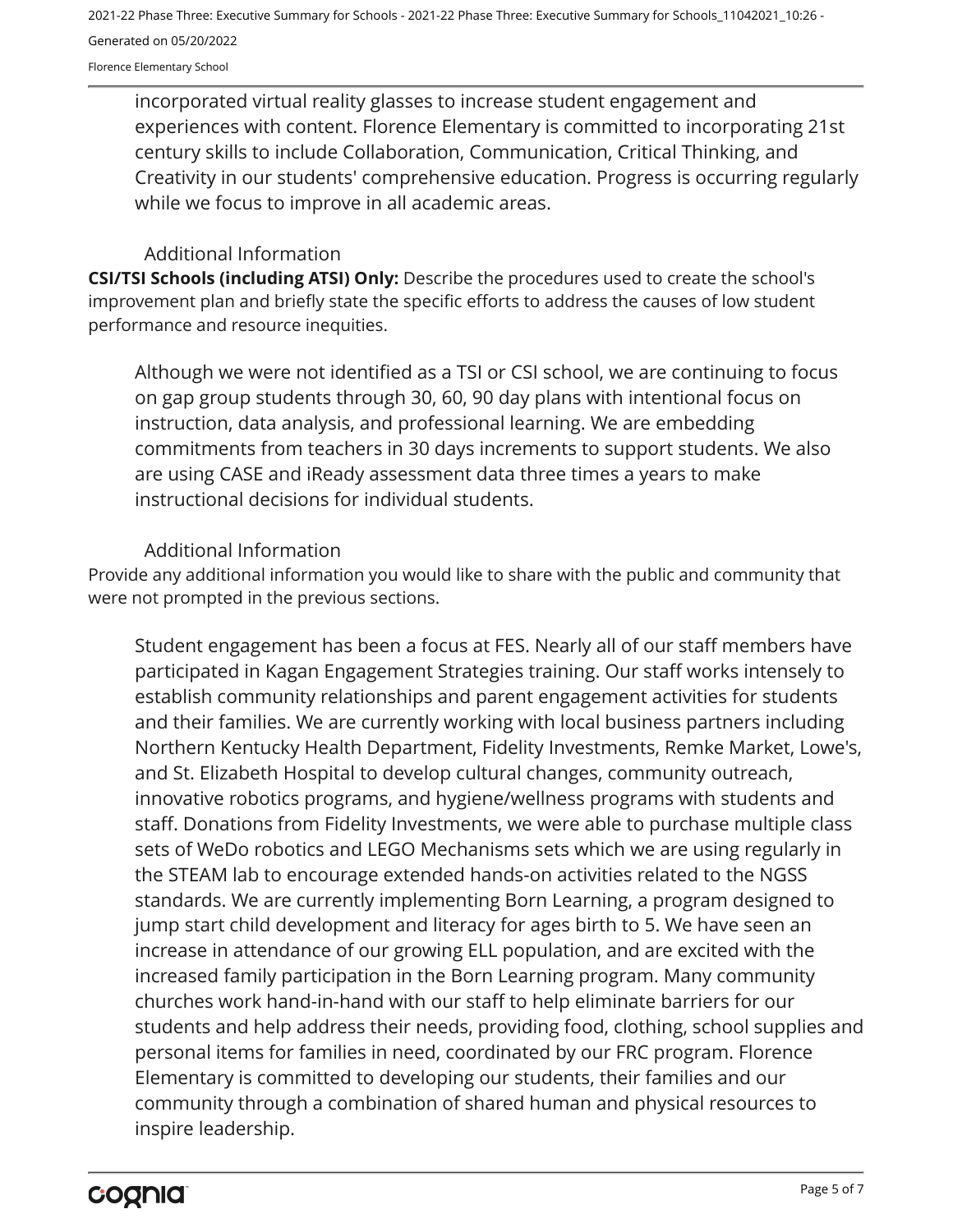incorporated virtual reality glasses to increase student engagement and experiences with content. Florence Elementary is committed to incorporating 21st century skills to include Collaboration, Communication, Critical Thinking, and Creativity in our students' comprehensive education. Progress is occurring regularly while we focus to improve in all academic areas.

## Additional Information

**CSI/TSI Schools (including ATSI) Only:** Describe the procedures used to create the school's improvement plan and briefly state the specific efforts to address the causes of low student performance and resource inequities.

Although we were not identified as a TSI or CSI school, we are continuing to focus on gap group students through 30, 60, 90 day plans with intentional focus on instruction, data analysis, and professional learning. We are embedding commitments from teachers in 30 days increments to support students. We also are using CASE and iReady assessment data three times a years to make instructional decisions for individual students.

## Additional Information

Provide any additional information you would like to share with the public and community that were not prompted in the previous sections.

Student engagement has been a focus at FES. Nearly all of our staff members have participated in Kagan Engagement Strategies training. Our staff works intensely to establish community relationships and parent engagement activities for students and their families. We are currently working with local business partners including Northern Kentucky Health Department, Fidelity Investments, Remke Market, Lowe's, and St. Elizabeth Hospital to develop cultural changes, community outreach, innovative robotics programs, and hygiene/wellness programs with students and staff. Donations from Fidelity Investments, we were able to purchase multiple class sets of WeDo robotics and LEGO Mechanisms sets which we are using regularly in the STEAM lab to encourage extended hands-on activities related to the NGSS standards. We are currently implementing Born Learning, a program designed to jump start child development and literacy for ages birth to 5. We have seen an increase in attendance of our growing ELL population, and are excited with the increased family participation in the Born Learning program. Many community churches work hand-in-hand with our staff to help eliminate barriers for our students and help address their needs, providing food, clothing, school supplies and personal items for families in need, coordinated by our FRC program. Florence Elementary is committed to developing our students, their families and our community through a combination of shared human and physical resources to inspire leadership.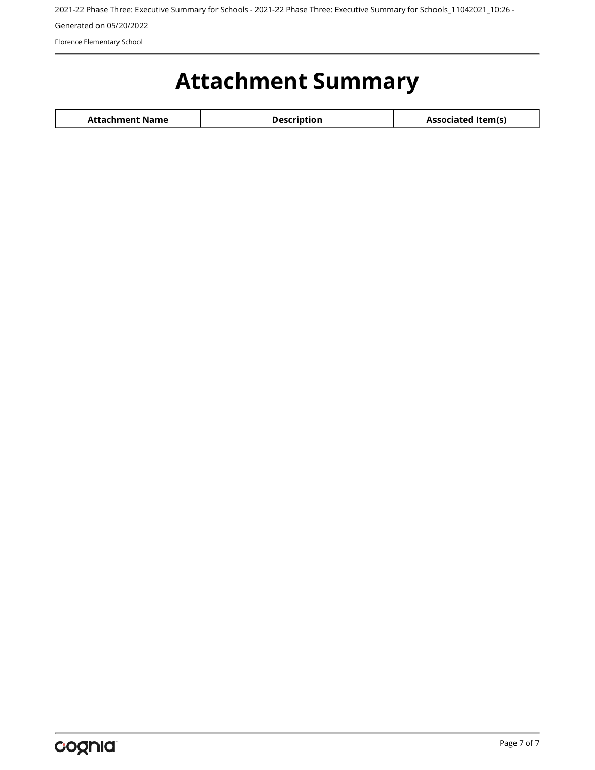# Attachment Summary

| Attachment Name | Description | Associated Item(s) |
| --- | --- | --- |